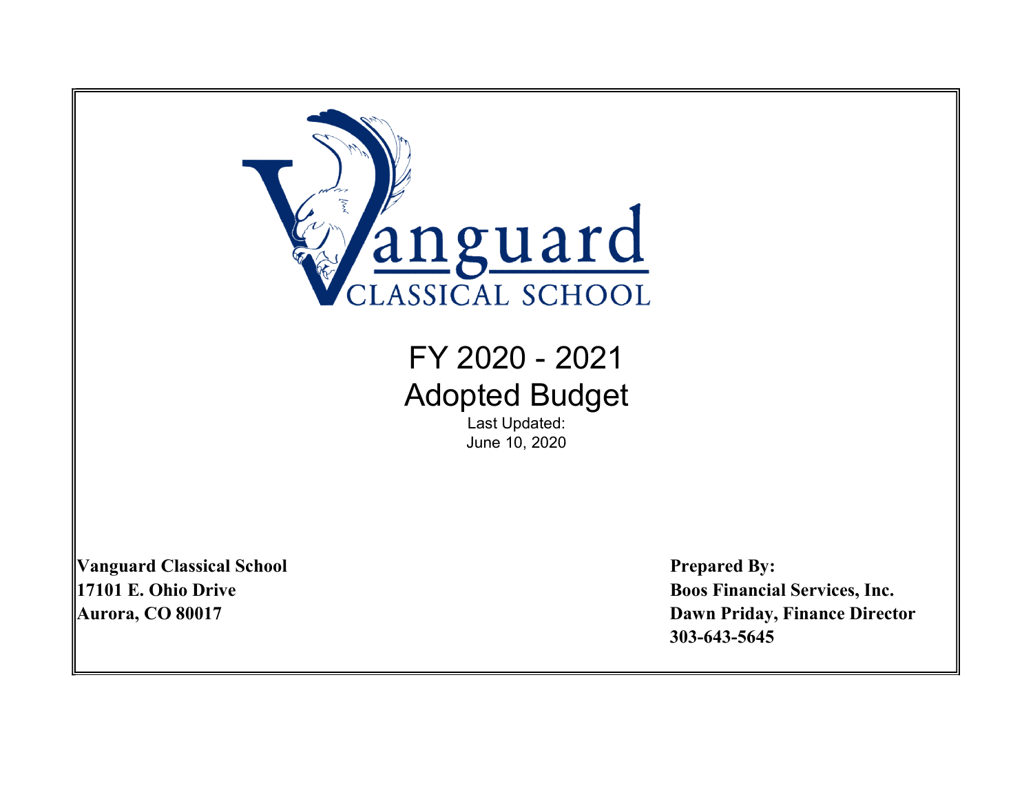# FY 2020 - 2021

# Adopted Budget

Last Updated:
June 10, 2020

**Vanguard Classical School**
**17101 E. Ohio Drive**
**Aurora, CO 80017**

**Prepared By:**
**Boos Financial Services, Inc.**
**Dawn Priday, Finance Director**
**303-643-5645**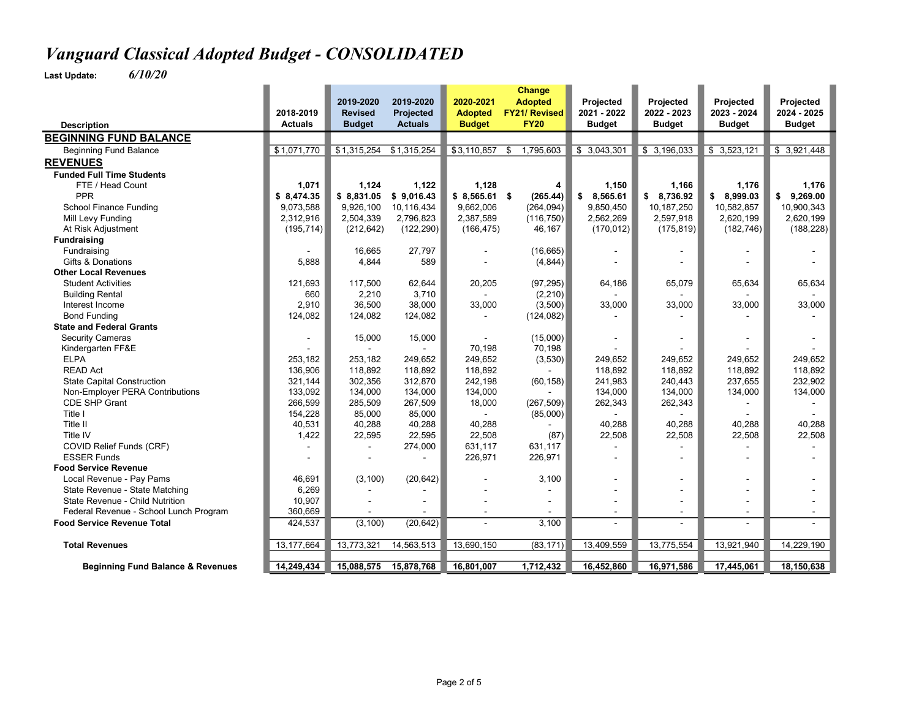# *Vanguard Classical Adopted Budget - CONSOLIDATED*

**Last Update:** *6/10/20*

| Description | 2018-2019 Actuals | 2019-2020 Revised Budget | 2019-2020 Projected Actuals | 2020-2021 Adopted Budget | Change Adopted FY21/ Revised FY20 | Projected 2021 - 2022 Budget | Projected 2022 - 2023 Budget | Projected 2023 - 2024 Budget | Projected 2024 - 2025 Budget |
|---|---|---|---|---|---|---|---|---|---|
| **BEGINNING FUND BALANCE** | | | | | | | | | |
| Beginning Fund Balance | $1,071,770 | $1,315,254 | $1,315,254 | $3,110,857 | $ 1,795,603 | $ 3,043,301 | $ 3,196,033 | $ 3,523,121 | $ 3,921,448 |
| **REVENUES** | | | | | | | | | |
| **Funded Full Time Students** | | | | | | | | | |
| FTE / Head Count | **1,071** | **1,124** | **1,122** | **1,128** | **4** | **1,150** | **1,166** | **1,176** | **1,176** |
| PPR | **$ 8,474.35** | **$ 8,831.05** | **$ 9,016.43** | **$ 8,565.61** | **$ (265.44)** | **$ 8,565.61** | **$ 8,736.92** | **$ 8,999.03** | **$ 9,269.00** |
| School Finance Funding | 9,073,588 | 9,926,100 | 10,116,434 | 9,662,006 | (264,094) | 9,850,450 | 10,187,250 | 10,582,857 | 10,900,343 |
| Mill Levy Funding | 2,312,916 | 2,504,339 | 2,796,823 | 2,387,589 | (116,750) | 2,562,269 | 2,597,918 | 2,620,199 | 2,620,199 |
| At Risk Adjustment | (195,714) | (212,642) | (122,290) | (166,475) | 46,167 | (170,012) | (175,819) | (182,746) | (188,228) |
| **Fundraising** | | | | | | | | | |
| Fundraising | - | 16,665 | 27,797 | - | (16,665) | - | - | - | - |
| Gifts & Donations | 5,888 | 4,844 | 589 | - | (4,844) | - | - | - | - |
| **Other Local Revenues** | | | | | | | | | |
| Student Activities | 121,693 | 117,500 | 62,644 | 20,205 | (97,295) | 64,186 | 65,079 | 65,634 | 65,634 |
| Building Rental | 660 | 2,210 | 3,710 | - | (2,210) | - | - | - | - |
| Interest Income | 2,910 | 36,500 | 38,000 | 33,000 | (3,500) | 33,000 | 33,000 | 33,000 | 33,000 |
| Bond Funding | 124,082 | 124,082 | 124,082 | - | (124,082) | - | - | - | - |
| **State and Federal Grants** | | | | | | | | | |
| Security Cameras | - | 15,000 | 15,000 | - | (15,000) | - | - | - | - |
| Kindergarten FF&E | - | - | - | 70,198 | 70,198 | - | - | - | - |
| ELPA | 253,182 | 253,182 | 249,652 | 249,652 | (3,530) | 249,652 | 249,652 | 249,652 | 249,652 |
| READ Act | 136,906 | 118,892 | 118,892 | 118,892 | - | 118,892 | 118,892 | 118,892 | 118,892 |
| State Capital Construction | 321,144 | 302,356 | 312,870 | 242,198 | (60,158) | 241,983 | 240,443 | 237,655 | 232,902 |
| Non-Employer PERA Contributions | 133,092 | 134,000 | 134,000 | 134,000 | - | 134,000 | 134,000 | 134,000 | 134,000 |
| CDE SHP Grant | 266,599 | 285,509 | 267,509 | 18,000 | (267,509) | 262,343 | 262,343 | - | - |
| Title I | 154,228 | 85,000 | 85,000 | - | (85,000) | - | - | - | - |
| Title II | 40,531 | 40,288 | 40,288 | 40,288 | - | 40,288 | 40,288 | 40,288 | 40,288 |
| Title IV | 1,422 | 22,595 | 22,595 | 22,508 | (87) | 22,508 | 22,508 | 22,508 | 22,508 |
| COVID Relief Funds (CRF) | - | - | 274,000 | 631,117 | 631,117 | - | - | - | - |
| ESSER Funds | - | - | - | 226,971 | 226,971 | - | - | - | - |
| **Food Service Revenue** | | | | | | | | | |
| Local Revenue - Pay Pams | 46,691 | (3,100) | (20,642) | - | 3,100 | - | - | - | - |
| State Revenue - State Matching | 6,269 | - | - | - | - | - | - | - | - |
| State Revenue - Child Nutrition | 10,907 | - | - | - | - | - | - | - | - |
| Federal Revenue - School Lunch Program | 360,669 | - | - | - | - | - | - | - | - |
| **Food Service Revenue Total** | 424,537 | (3,100) | (20,642) | - | 3,100 | - | - | - | - |
| **Total Revenues** | 13,177,664 | 13,773,321 | 14,563,513 | 13,690,150 | (83,171) | 13,409,559 | 13,775,554 | 13,921,940 | 14,229,190 |
| **Beginning Fund Balance & Revenues** | **14,249,434** | **15,088,575** | **15,878,768** | **16,801,007** | **1,712,432** | **16,452,860** | **16,971,586** | **17,445,061** | **18,150,638** |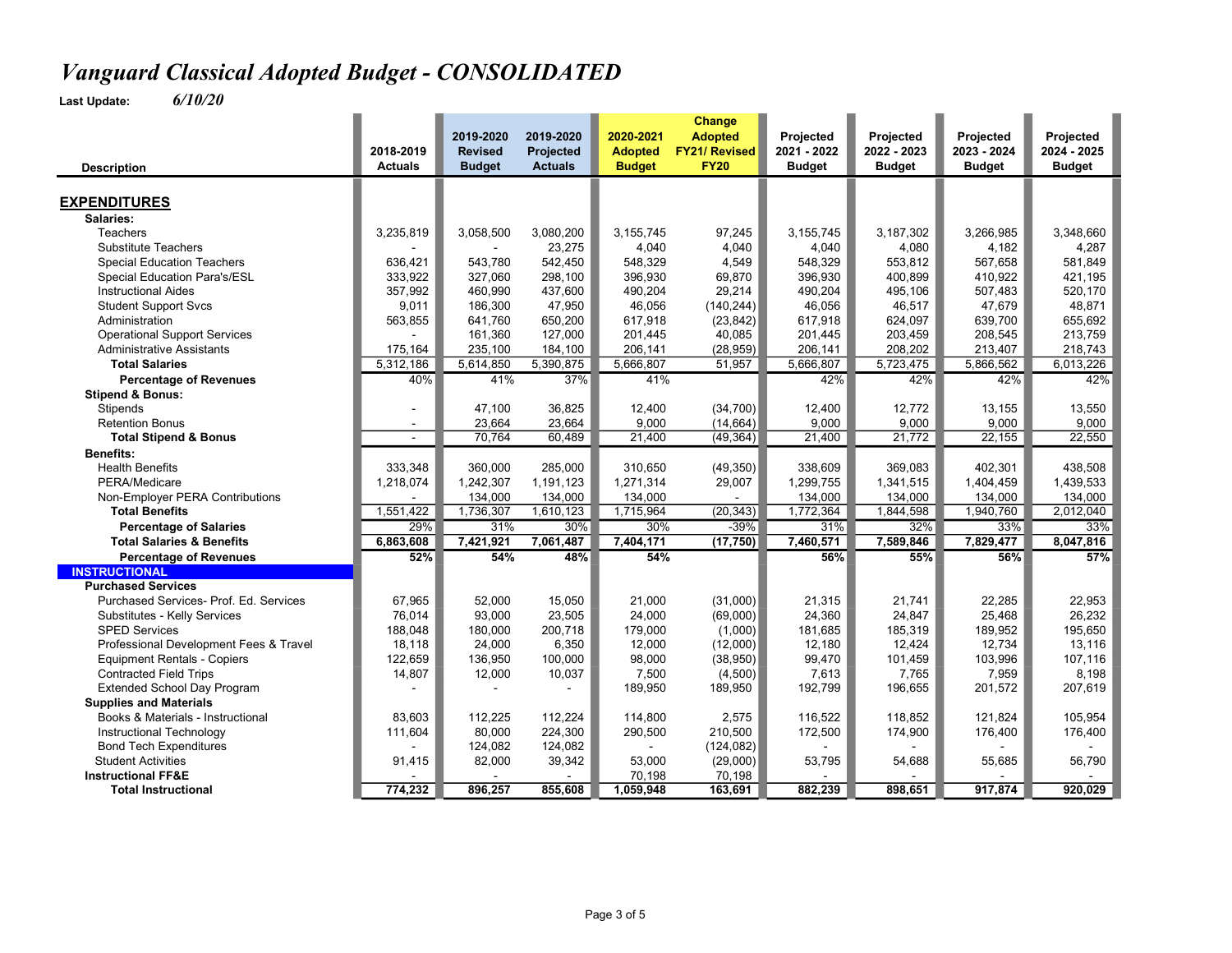# *Vanguard Classical Adopted Budget - CONSOLIDATED*

**Last Update:** *6/10/20*

| Description | 2018-2019 Actuals | 2019-2020 Revised Budget | 2019-2020 Projected Actuals | 2020-2021 Adopted Budget | Change Adopted FY21/ Revised FY20 | Projected 2021 - 2022 Budget | Projected 2022 - 2023 Budget | Projected 2023 - 2024 Budget | Projected 2024 - 2025 Budget |
|---|---|---|---|---|---|---|---|---|---|
| **EXPENDITURES** | | | | | | | | | |
| **Salaries:** | | | | | | | | | |
| Teachers | 3,235,819 | 3,058,500 | 3,080,200 | 3,155,745 | 97,245 | 3,155,745 | 3,187,302 | 3,266,985 | 3,348,660 |
| Substitute Teachers | - | - | 23,275 | 4,040 | 4,040 | 4,040 | 4,080 | 4,182 | 4,287 |
| Special Education Teachers | 636,421 | 543,780 | 542,450 | 548,329 | 4,549 | 548,329 | 553,812 | 567,658 | 581,849 |
| Special Education Para's/ESL | 333,922 | 327,060 | 298,100 | 396,930 | 69,870 | 396,930 | 400,899 | 410,922 | 421,195 |
| Instructional Aides | 357,992 | 460,990 | 437,600 | 490,204 | 29,214 | 490,204 | 495,106 | 507,483 | 520,170 |
| Student Support Svcs | 9,011 | 186,300 | 47,950 | 46,056 | (140,244) | 46,056 | 46,517 | 47,679 | 48,871 |
| Administration | 563,855 | 641,760 | 650,200 | 617,918 | (23,842) | 617,918 | 624,097 | 639,700 | 655,692 |
| Operational Support Services | - | 161,360 | 127,000 | 201,445 | 40,085 | 201,445 | 203,459 | 208,545 | 213,759 |
| Administrative Assistants | 175,164 | 235,100 | 184,100 | 206,141 | (28,959) | 206,141 | 208,202 | 213,407 | 218,743 |
| **Total Salaries** | 5,312,186 | 5,614,850 | 5,390,875 | 5,666,807 | 51,957 | 5,666,807 | 5,723,475 | 5,866,562 | 6,013,226 |
| **Percentage of Revenues** | 40% | 41% | 37% | 41% | | 42% | 42% | 42% | 42% |
| **Stipend & Bonus:** | | | | | | | | | |
| Stipends | - | 47,100 | 36,825 | 12,400 | (34,700) | 12,400 | 12,772 | 13,155 | 13,550 |
| Retention Bonus | - | 23,664 | 23,664 | 9,000 | (14,664) | 9,000 | 9,000 | 9,000 | 9,000 |
| **Total Stipend & Bonus** | - | 70,764 | 60,489 | 21,400 | (49,364) | 21,400 | 21,772 | 22,155 | 22,550 |
| **Benefits:** | | | | | | | | | |
| Health Benefits | 333,348 | 360,000 | 285,000 | 310,650 | (49,350) | 338,609 | 369,083 | 402,301 | 438,508 |
| PERA/Medicare | 1,218,074 | 1,242,307 | 1,191,123 | 1,271,314 | 29,007 | 1,299,755 | 1,341,515 | 1,404,459 | 1,439,533 |
| Non-Employer PERA Contributions | - | 134,000 | 134,000 | 134,000 | - | 134,000 | 134,000 | 134,000 | 134,000 |
| **Total Benefits** | 1,551,422 | 1,736,307 | 1,610,123 | 1,715,964 | (20,343) | 1,772,364 | 1,844,598 | 1,940,760 | 2,012,040 |
| **Percentage of Salaries** | 29% | 31% | 30% | 30% | -39% | 31% | 32% | 33% | 33% |
| **Total Salaries & Benefits** | **6,863,608** | **7,421,921** | **7,061,487** | **7,404,171** | **(17,750)** | **7,460,571** | **7,589,846** | **7,829,477** | **8,047,816** |
| **Percentage of Revenues** | **52%** | **54%** | **48%** | **54%** | | **56%** | **55%** | **56%** | **57%** |
| **INSTRUCTIONAL** | | | | | | | | | |
| **Purchased Services** | | | | | | | | | |
| Purchased Services- Prof. Ed. Services | 67,965 | 52,000 | 15,050 | 21,000 | (31,000) | 21,315 | 21,741 | 22,285 | 22,953 |
| Substitutes - Kelly Services | 76,014 | 93,000 | 23,505 | 24,000 | (69,000) | 24,360 | 24,847 | 25,468 | 26,232 |
| SPED Services | 188,048 | 180,000 | 200,718 | 179,000 | (1,000) | 181,685 | 185,319 | 189,952 | 195,650 |
| Professional Development Fees & Travel | 18,118 | 24,000 | 6,350 | 12,000 | (12,000) | 12,180 | 12,424 | 12,734 | 13,116 |
| Equipment Rentals - Copiers | 122,659 | 136,950 | 100,000 | 98,000 | (38,950) | 99,470 | 101,459 | 103,996 | 107,116 |
| Contracted Field Trips | 14,807 | 12,000 | 10,037 | 7,500 | (4,500) | 7,613 | 7,765 | 7,959 | 8,198 |
| Extended School Day Program | - | - | - | 189,950 | 189,950 | 192,799 | 196,655 | 201,572 | 207,619 |
| **Supplies and Materials** | | | | | | | | | |
| Books & Materials - Instructional | 83,603 | 112,225 | 112,224 | 114,800 | 2,575 | 116,522 | 118,852 | 121,824 | 105,954 |
| Instructional Technology | 111,604 | 80,000 | 224,300 | 290,500 | 210,500 | 172,500 | 174,900 | 176,400 | 176,400 |
| Bond Tech Expenditures | - | 124,082 | 124,082 | - | (124,082) | - | - | - | - |
| Student Activities | 91,415 | 82,000 | 39,342 | 53,000 | (29,000) | 53,795 | 54,688 | 55,685 | 56,790 |
| **Instructional FF&E** | - | - | - | 70,198 | 70,198 | - | - | - | - |
| **Total Instructional** | **774,232** | **896,257** | **855,608** | **1,059,948** | **163,691** | **882,239** | **898,651** | **917,874** | **920,029** |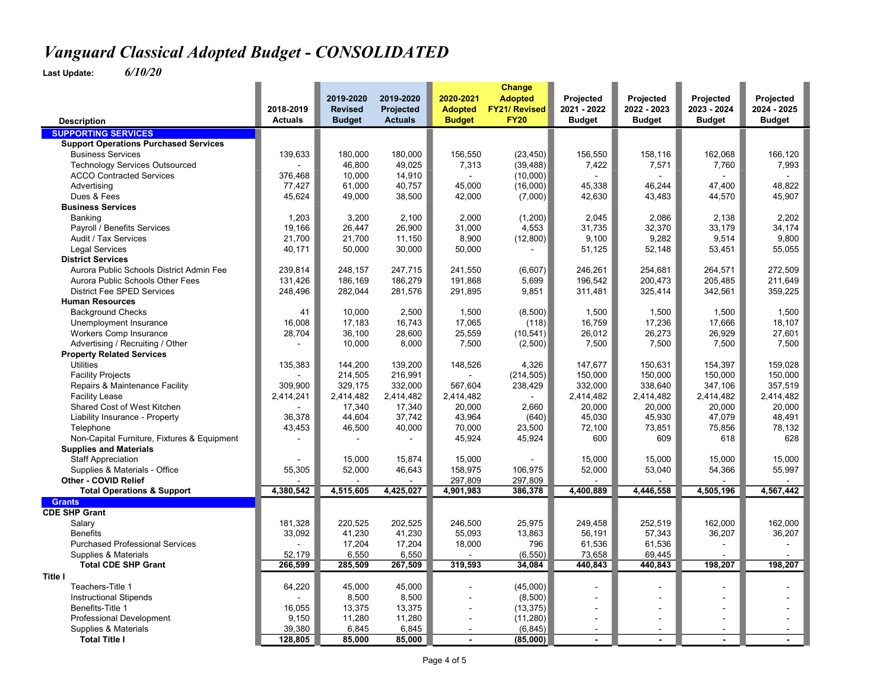# Vanguard Classical Adopted Budget - CONSOLIDATED

**Last Update:** *6/10/20*

| Description | 2018-2019 Actuals | 2019-2020 Revised Budget | 2019-2020 Projected Actuals | 2020-2021 Adopted Budget | Change Adopted FY21/ Revised FY20 | Projected 2021 - 2022 Budget | Projected 2022 - 2023 Budget | Projected 2023 - 2024 Budget | Projected 2024 - 2025 Budget |
|---|---|---|---|---|---|---|---|---|---|
| **SUPPORTING SERVICES** | | | | | | | | | |
| **Support Operations Purchased Services** | | | | | | | | | |
| Business Services | 139,633 | 180,000 | 180,000 | 156,550 | (23,450) | 156,550 | 158,116 | 162,068 | 166,120 |
| Technology Services Outsourced | - | 46,800 | 49,025 | 7,313 | (39,488) | 7,422 | 7,571 | 7,760 | 7,993 |
| ACCO Contracted Services | 376,468 | 10,000 | 14,910 | - | (10,000) | - | - | - | - |
| Advertising | 77,427 | 61,000 | 40,757 | 45,000 | (16,000) | 45,338 | 46,244 | 47,400 | 48,822 |
| Dues & Fees | 45,624 | 49,000 | 38,500 | 42,000 | (7,000) | 42,630 | 43,483 | 44,570 | 45,907 |
| **Business Services** | | | | | | | | | |
| Banking | 1,203 | 3,200 | 2,100 | 2,000 | (1,200) | 2,045 | 2,086 | 2,138 | 2,202 |
| Payroll / Benefits Services | 19,166 | 26,447 | 26,900 | 31,000 | 4,553 | 31,735 | 32,370 | 33,179 | 34,174 |
| Audit / Tax Services | 21,700 | 21,700 | 11,150 | 8,900 | (12,800) | 9,100 | 9,282 | 9,514 | 9,800 |
| Legal Services | 40,171 | 50,000 | 30,000 | 50,000 | - | 51,125 | 52,148 | 53,451 | 55,055 |
| **District Services** | | | | | | | | | |
| Aurora Public Schools District Admin Fee | 239,814 | 248,157 | 247,715 | 241,550 | (6,607) | 246,261 | 254,681 | 264,571 | 272,509 |
| Aurora Public Schools Other Fees | 131,426 | 186,169 | 186,279 | 191,868 | 5,699 | 196,542 | 200,473 | 205,485 | 211,649 |
| District Fee SPED Services | 248,496 | 282,044 | 281,576 | 291,895 | 9,851 | 311,481 | 325,414 | 342,561 | 359,225 |
| **Human Resources** | | | | | | | | | |
| Background Checks | 41 | 10,000 | 2,500 | 1,500 | (8,500) | 1,500 | 1,500 | 1,500 | 1,500 |
| Unemployment Insurance | 16,008 | 17,183 | 16,743 | 17,065 | (118) | 16,759 | 17,236 | 17,666 | 18,107 |
| Workers Comp Insurance | 28,704 | 36,100 | 28,600 | 25,559 | (10,541) | 26,012 | 26,273 | 26,929 | 27,601 |
| Advertising / Recruiting / Other | - | 10,000 | 8,000 | 7,500 | (2,500) | 7,500 | 7,500 | 7,500 | 7,500 |
| **Property Related Services** | | | | | | | | | |
| Utilities | 135,383 | 144,200 | 139,200 | 148,526 | 4,326 | 147,677 | 150,631 | 154,397 | 159,028 |
| Facility Projects | - | 214,505 | 216,991 | - | (214,505) | 150,000 | 150,000 | 150,000 | 150,000 |
| Repairs & Maintenance Facility | 309,900 | 329,175 | 332,000 | 567,604 | 238,429 | 332,000 | 338,640 | 347,106 | 357,519 |
| Facility Lease | 2,414,241 | 2,414,482 | 2,414,482 | 2,414,482 | - | 2,414,482 | 2,414,482 | 2,414,482 | 2,414,482 |
| Shared Cost of West Kitchen | - | 17,340 | 17,340 | 20,000 | 2,660 | 20,000 | 20,000 | 20,000 | 20,000 |
| Liability Insurance - Property | 36,378 | 44,604 | 37,742 | 43,964 | (640) | 45,030 | 45,930 | 47,079 | 48,491 |
| Telephone | 43,453 | 46,500 | 40,000 | 70,000 | 23,500 | 72,100 | 73,851 | 75,856 | 78,132 |
| Non-Capital Furniture, Fixtures & Equipment | - | - | - | 45,924 | 45,924 | 600 | 609 | 618 | 628 |
| **Supplies and Materials** | | | | | | | | | |
| Staff Appreciation | - | 15,000 | 15,874 | 15,000 | - | 15,000 | 15,000 | 15,000 | 15,000 |
| Supplies & Materials - Office | 55,305 | 52,000 | 46,643 | 158,975 | 106,975 | 52,000 | 53,040 | 54,366 | 55,997 |
| **Other - COVID Relief** | - | - | - | 297,809 | 297,809 | - | - | - | - |
| **Total Operations & Support** | **4,380,542** | **4,515,605** | **4,425,027** | **4,901,983** | **386,378** | **4,400,889** | **4,446,558** | **4,505,196** | **4,567,442** |
| **Grants** | | | | | | | | | |
| **CDE SHP Grant** | | | | | | | | | |
| Salary | 181,328 | 220,525 | 202,525 | 246,500 | 25,975 | 249,458 | 252,519 | 162,000 | 162,000 |
| Benefits | 33,092 | 41,230 | 41,230 | 55,093 | 13,863 | 56,191 | 57,343 | 36,207 | 36,207 |
| Purchased Professional Services | - | 17,204 | 17,204 | 18,000 | 796 | 61,536 | 61,536 | - | - |
| Supplies & Materials | 52,179 | 6,550 | 6,550 | - | (6,550) | 73,658 | 69,445 | - | - |
| **Total CDE SHP Grant** | **266,599** | **285,509** | **267,509** | **319,593** | **34,084** | **440,843** | **440,843** | **198,207** | **198,207** |
| **Title I** | | | | | | | | | |
| Teachers-Title 1 | 64,220 | 45,000 | 45,000 | - | (45,000) | - | - | - | - |
| Instructional Stipends | - | 8,500 | 8,500 | - | (8,500) | - | - | - | - |
| Benefits-Title 1 | 16,055 | 13,375 | 13,375 | - | (13,375) | - | - | - | - |
| Professional Development | 9,150 | 11,280 | 11,280 | - | (11,280) | - | - | - | - |
| Supplies & Materials | 39,380 | 6,845 | 6,845 | - | (6,845) | - | - | - | - |
| **Total Title I** | **128,805** | **85,000** | **85,000** | **-** | **(85,000)** | **-** | **-** | **-** | **-** |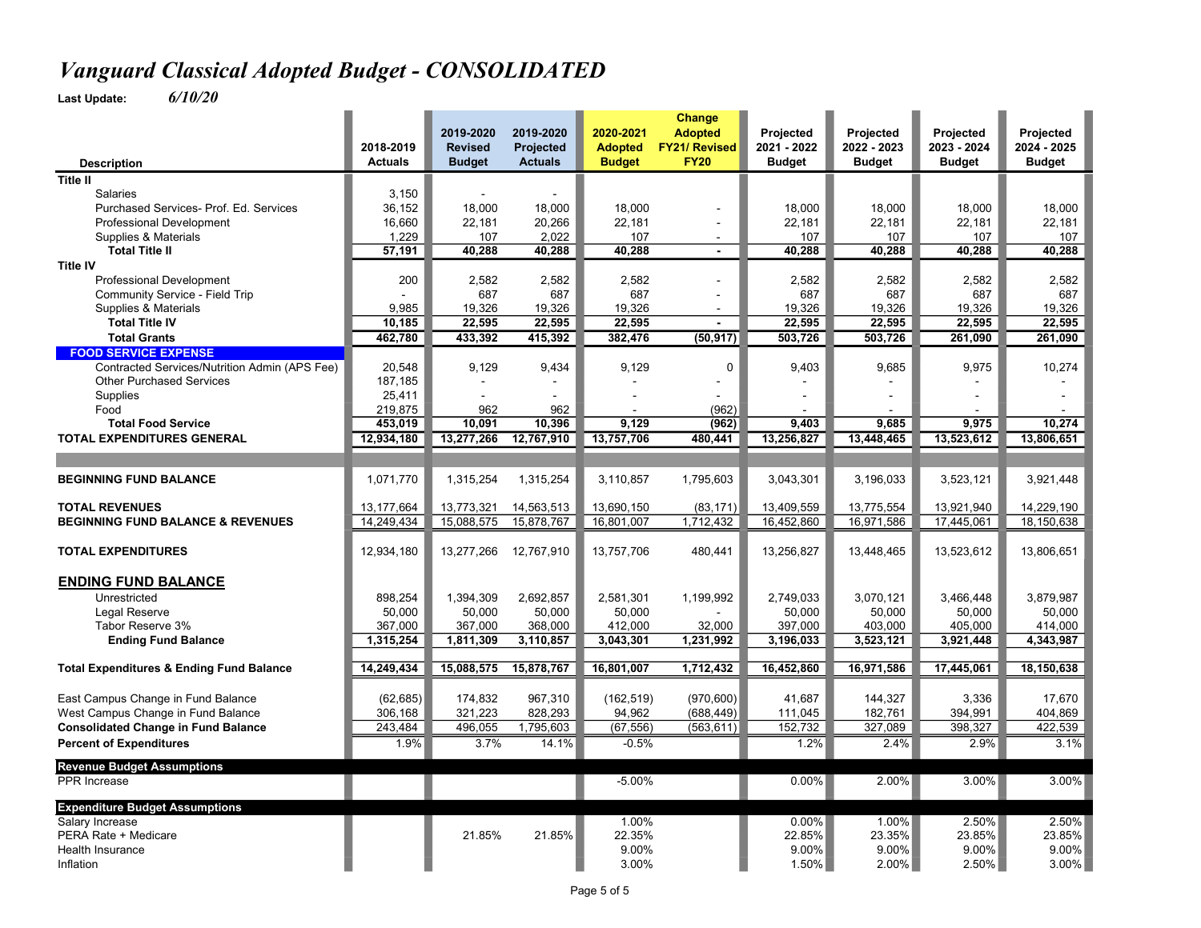# *Vanguard Classical Adopted Budget - CONSOLIDATED*

**Last Update:** *6/10/20*

| Description | 2018-2019 Actuals | 2019-2020 Revised Budget | 2019-2020 Projected Actuals | 2020-2021 Adopted Budget | Change Adopted FY21/ Revised FY20 | Projected 2021 - 2022 Budget | Projected 2022 - 2023 Budget | Projected 2023 - 2024 Budget | Projected 2024 - 2025 Budget |
|---|---|---|---|---|---|---|---|---|---|
| **Title II** | | | | | | | | | |
| Salaries | 3,150 | - | - | | | | | | |
| Purchased Services- Prof. Ed. Services | 36,152 | 18,000 | 18,000 | 18,000 | - | 18,000 | 18,000 | 18,000 | 18,000 |
| Professional Development | 16,660 | 22,181 | 20,266 | 22,181 | - | 22,181 | 22,181 | 22,181 | 22,181 |
| Supplies & Materials | 1,229 | 107 | 2,022 | 107 | - | 107 | 107 | 107 | 107 |
| **Total Title II** | **57,191** | **40,288** | **40,288** | **40,288** | **-** | **40,288** | **40,288** | **40,288** | **40,288** |
| **Title IV** | | | | | | | | | |
| Professional Development | 200 | 2,582 | 2,582 | 2,582 | - | 2,582 | 2,582 | 2,582 | 2,582 |
| Community Service - Field Trip | - | 687 | 687 | 687 | - | 687 | 687 | 687 | 687 |
| Supplies & Materials | 9,985 | 19,326 | 19,326 | 19,326 | - | 19,326 | 19,326 | 19,326 | 19,326 |
| **Total Title IV** | **10,185** | **22,595** | **22,595** | **22,595** | **-** | **22,595** | **22,595** | **22,595** | **22,595** |
| **Total Grants** | **462,780** | **433,392** | **415,392** | **382,476** | **(50,917)** | **503,726** | **503,726** | **261,090** | **261,090** |
| **FOOD SERVICE EXPENSE** | | | | | | | | | |
| Contracted Services/Nutrition Admin (APS Fee) | 20,548 | 9,129 | 9,434 | 9,129 | 0 | 9,403 | 9,685 | 9,975 | 10,274 |
| Other Purchased Services | 187,185 | - | - | - | - | - | - | - | - |
| Supplies | 25,411 | - | - | - | - | - | - | - | - |
| Food | 219,875 | 962 | 962 | - | (962) | - | - | - | - |
| **Total Food Service** | **453,019** | **10,091** | **10,396** | **9,129** | **(962)** | **9,403** | **9,685** | **9,975** | **10,274** |
| **TOTAL EXPENDITURES GENERAL** | **12,934,180** | **13,277,266** | **12,767,910** | **13,757,706** | **480,441** | **13,256,827** | **13,448,465** | **13,523,612** | **13,806,651** |
| | | | | | | | | | |
| **BEGINNING FUND BALANCE** | 1,071,770 | 1,315,254 | 1,315,254 | 3,110,857 | 1,795,603 | 3,043,301 | 3,196,033 | 3,523,121 | 3,921,448 |
| **TOTAL REVENUES** | 13,177,664 | 13,773,321 | 14,563,513 | 13,690,150 | (83,171) | 13,409,559 | 13,775,554 | 13,921,940 | 14,229,190 |
| **BEGINNING FUND BALANCE & REVENUES** | 14,249,434 | 15,088,575 | 15,878,767 | 16,801,007 | 1,712,432 | 16,452,860 | 16,971,586 | 17,445,061 | 18,150,638 |
| **TOTAL EXPENDITURES** | 12,934,180 | 13,277,266 | 12,767,910 | 13,757,706 | 480,441 | 13,256,827 | 13,448,465 | 13,523,612 | 13,806,651 |
| **ENDING FUND BALANCE** | | | | | | | | | |
| Unrestricted | 898,254 | 1,394,309 | 2,692,857 | 2,581,301 | 1,199,992 | 2,749,033 | 3,070,121 | 3,466,448 | 3,879,987 |
| Legal Reserve | 50,000 | 50,000 | 50,000 | 50,000 | - | 50,000 | 50,000 | 50,000 | 50,000 |
| Tabor Reserve 3% | 367,000 | 367,000 | 368,000 | 412,000 | 32,000 | 397,000 | 403,000 | 405,000 | 414,000 |
| **Ending Fund Balance** | **1,315,254** | **1,811,309** | **3,110,857** | **3,043,301** | **1,231,992** | **3,196,033** | **3,523,121** | **3,921,448** | **4,343,987** |
| **Total Expenditures & Ending Fund Balance** | **14,249,434** | **15,088,575** | **15,878,767** | **16,801,007** | **1,712,432** | **16,452,860** | **16,971,586** | **17,445,061** | **18,150,638** |
| East Campus Change in Fund Balance | (62,685) | 174,832 | 967,310 | (162,519) | (970,600) | 41,687 | 144,327 | 3,336 | 17,670 |
| West Campus Change in Fund Balance | 306,168 | 321,223 | 828,293 | 94,962 | (688,449) | 111,045 | 182,761 | 394,991 | 404,869 |
| **Consolidated Change in Fund Balance** | 243,484 | 496,055 | 1,795,603 | (67,556) | (563,611) | 152,732 | 327,089 | 398,327 | 422,539 |
| **Percent of Expenditures** | 1.9% | 3.7% | 14.1% | -0.5% | | 1.2% | 2.4% | 2.9% | 3.1% |
| **Revenue Budget Assumptions** | | | | | | | | | |
| PPR Increase | | | | -5.00% | | 0.00% | 2.00% | 3.00% | 3.00% |
| **Expenditure Budget Assumptions** | | | | | | | | | |
| Salary Increase | | | | 1.00% | | 0.00% | 1.00% | 2.50% | 2.50% |
| PERA Rate + Medicare | | 21.85% | 21.85% | 22.35% | | 22.85% | 23.35% | 23.85% | 23.85% |
| Health Insurance | | | | 9.00% | | 9.00% | 9.00% | 9.00% | 9.00% |
| Inflation | | | | 3.00% | | 1.50% | 2.00% | 2.50% | 3.00% |